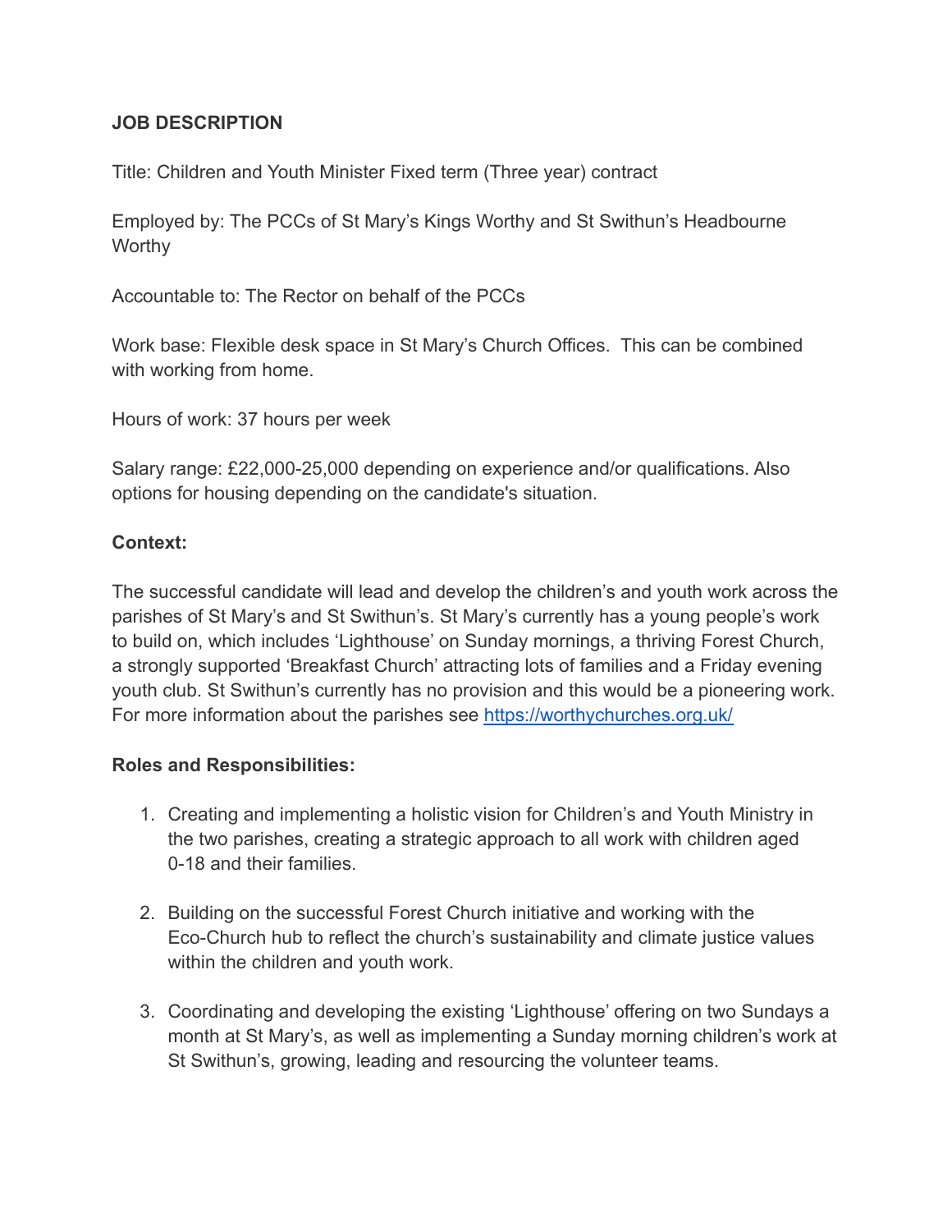**JOB DESCRIPTION**

Title: Children and Youth Minister Fixed term (Three year) contract

Employed by: The PCCs of St Mary's Kings Worthy and St Swithun's Headbourne Worthy

Accountable to: The Rector on behalf of the PCCs

Work base: Flexible desk space in St Mary's Church Offices.  This can be combined with working from home.

Hours of work: 37 hours per week

Salary range: £22,000-25,000 depending on experience and/or qualifications. Also options for housing depending on the candidate's situation.

**Context:**

The successful candidate will lead and develop the children's and youth work across the parishes of St Mary's and St Swithun's. St Mary's currently has a young people's work to build on, which includes 'Lighthouse' on Sunday mornings, a thriving Forest Church, a strongly supported 'Breakfast Church' attracting lots of families and a Friday evening youth club. St Swithun's currently has no provision and this would be a pioneering work. For more information about the parishes see [https://worthychurches.org.uk/](https://worthychurches.org.uk/)

**Roles and Responsibilities:**

1. Creating and implementing a holistic vision for Children's and Youth Ministry in the two parishes, creating a strategic approach to all work with children aged 0-18 and their families.

2. Building on the successful Forest Church initiative and working with the Eco-Church hub to reflect the church's sustainability and climate justice values within the children and youth work.

3. Coordinating and developing the existing 'Lighthouse' offering on two Sundays a month at St Mary's, as well as implementing a Sunday morning children's work at St Swithun's, growing, leading and resourcing the volunteer teams.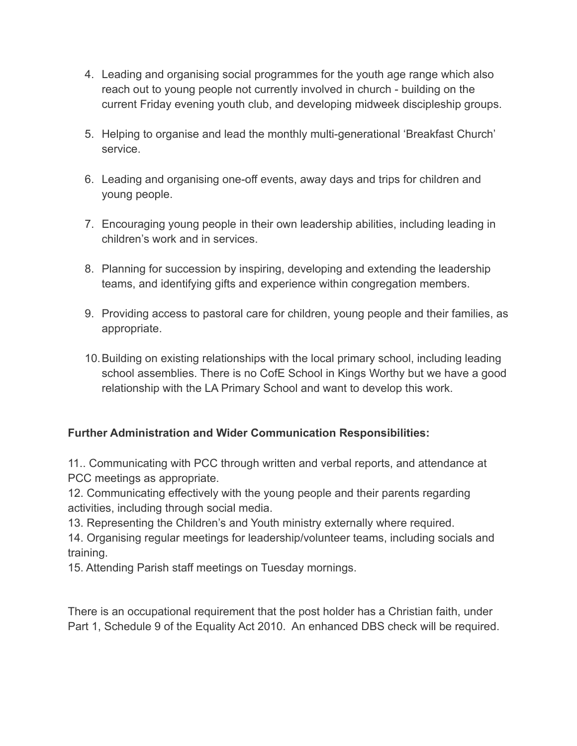4. Leading and organising social programmes for the youth age range which also reach out to young people not currently involved in church - building on the current Friday evening youth club, and developing midweek discipleship groups.

5. Helping to organise and lead the monthly multi-generational 'Breakfast Church' service.

6. Leading and organising one-off events, away days and trips for children and young people.

7. Encouraging young people in their own leadership abilities, including leading in children's work and in services.

8. Planning for succession by inspiring, developing and extending the leadership teams, and identifying gifts and experience within congregation members.

9. Providing access to pastoral care for children, young people and their families, as appropriate.

10. Building on existing relationships with the local primary school, including leading school assemblies. There is no CofE School in Kings Worthy but we have a good relationship with the LA Primary School and want to develop this work.

**Further Administration and Wider Communication Responsibilities:**

11.. Communicating with PCC through written and verbal reports, and attendance at PCC meetings as appropriate.
12. Communicating effectively with the young people and their parents regarding activities, including through social media.
13. Representing the Children's and Youth ministry externally where required.
14. Organising regular meetings for leadership/volunteer teams, including socials and training.
15. Attending Parish staff meetings on Tuesday mornings.

There is an occupational requirement that the post holder has a Christian faith, under Part 1, Schedule 9 of the Equality Act 2010. An enhanced DBS check will be required.